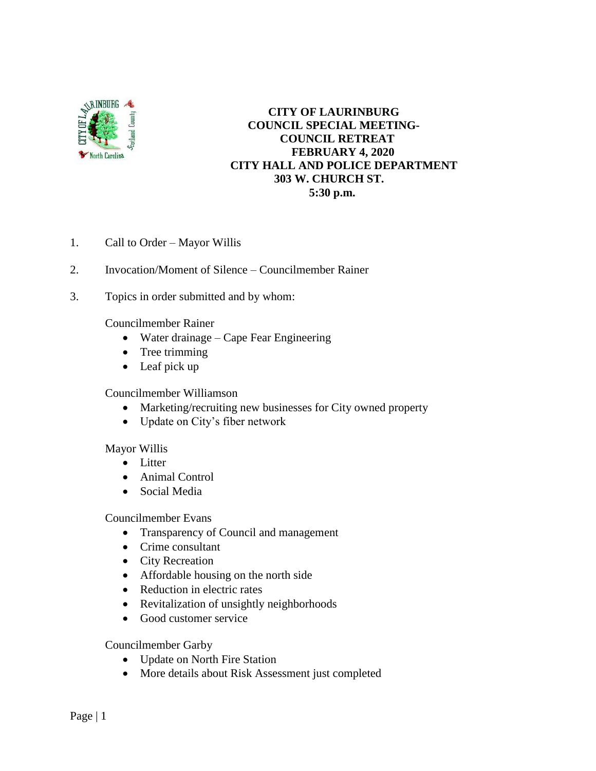**CITY OF LAURINBURG**
**COUNCIL SPECIAL MEETING-**
**COUNCIL RETREAT**
**FEBRUARY 4, 2020**
**CITY HALL AND POLICE DEPARTMENT**
**303 W. CHURCH ST.**
**5:30 p.m.**

1. Call to Order – Mayor Willis

2. Invocation/Moment of Silence – Councilmember Rainer

3. Topics in order submitted and by whom:

   Councilmember Rainer
   - Water drainage – Cape Fear Engineering
   - Tree trimming
   - Leaf pick up

   Councilmember Williamson
   - Marketing/recruiting new businesses for City owned property
   - Update on City's fiber network

   Mayor Willis
   - Litter
   - Animal Control
   - Social Media

   Councilmember Evans
   - Transparency of Council and management
   - Crime consultant
   - City Recreation
   - Affordable housing on the north side
   - Reduction in electric rates
   - Revitalization of unsightly neighborhoods
   - Good customer service

   Councilmember Garby
   - Update on North Fire Station
   - More details about Risk Assessment just completed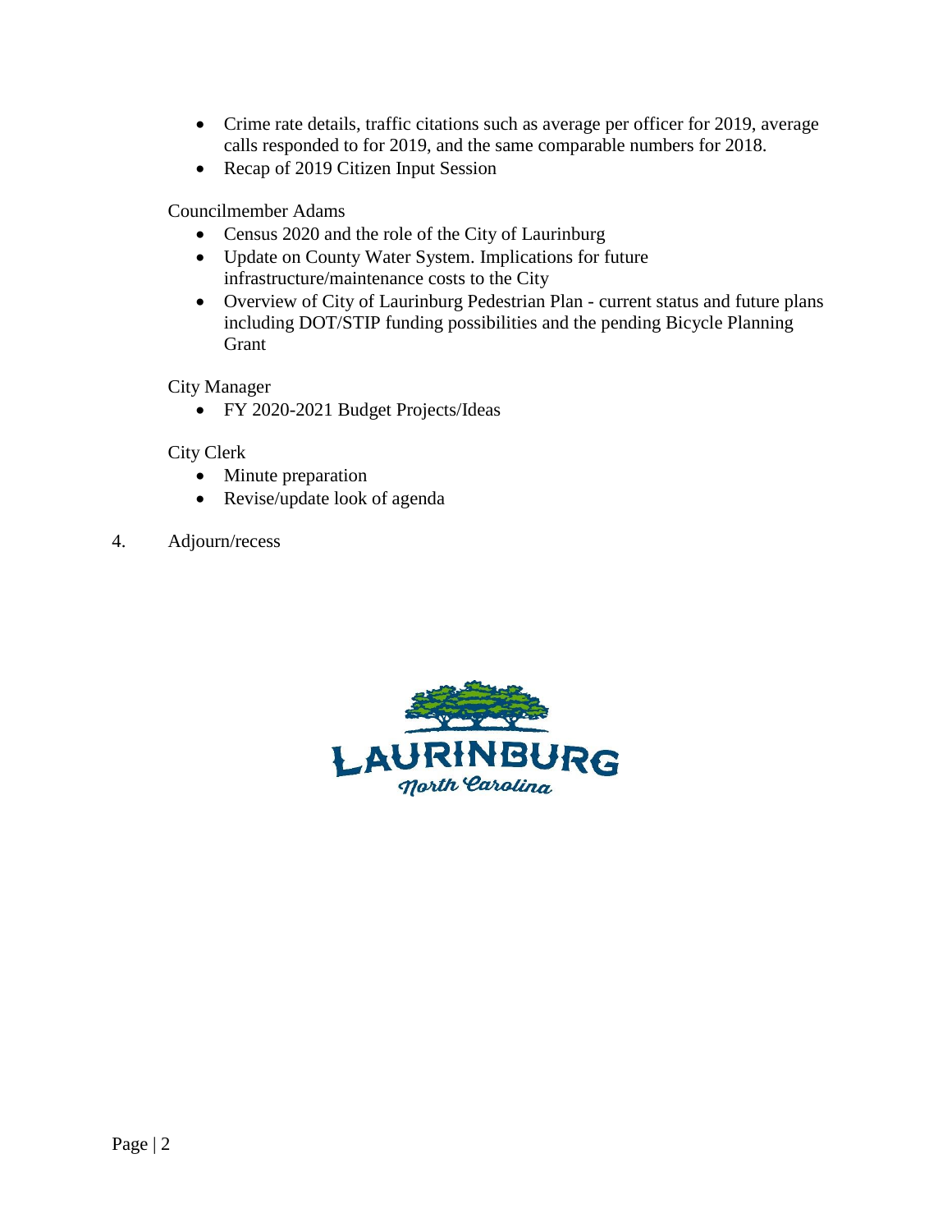- Crime rate details, traffic citations such as average per officer for 2019, average calls responded to for 2019, and the same comparable numbers for 2018.
- Recap of 2019 Citizen Input Session

Councilmember Adams

- Census 2020 and the role of the City of Laurinburg
- Update on County Water System. Implications for future infrastructure/maintenance costs to the City
- Overview of City of Laurinburg Pedestrian Plan - current status and future plans including DOT/STIP funding possibilities and the pending Bicycle Planning Grant

City Manager

- FY 2020-2021 Budget Projects/Ideas

City Clerk

- Minute preparation
- Revise/update look of agenda

4. Adjourn/recess

LAURINBURG
North Carolina